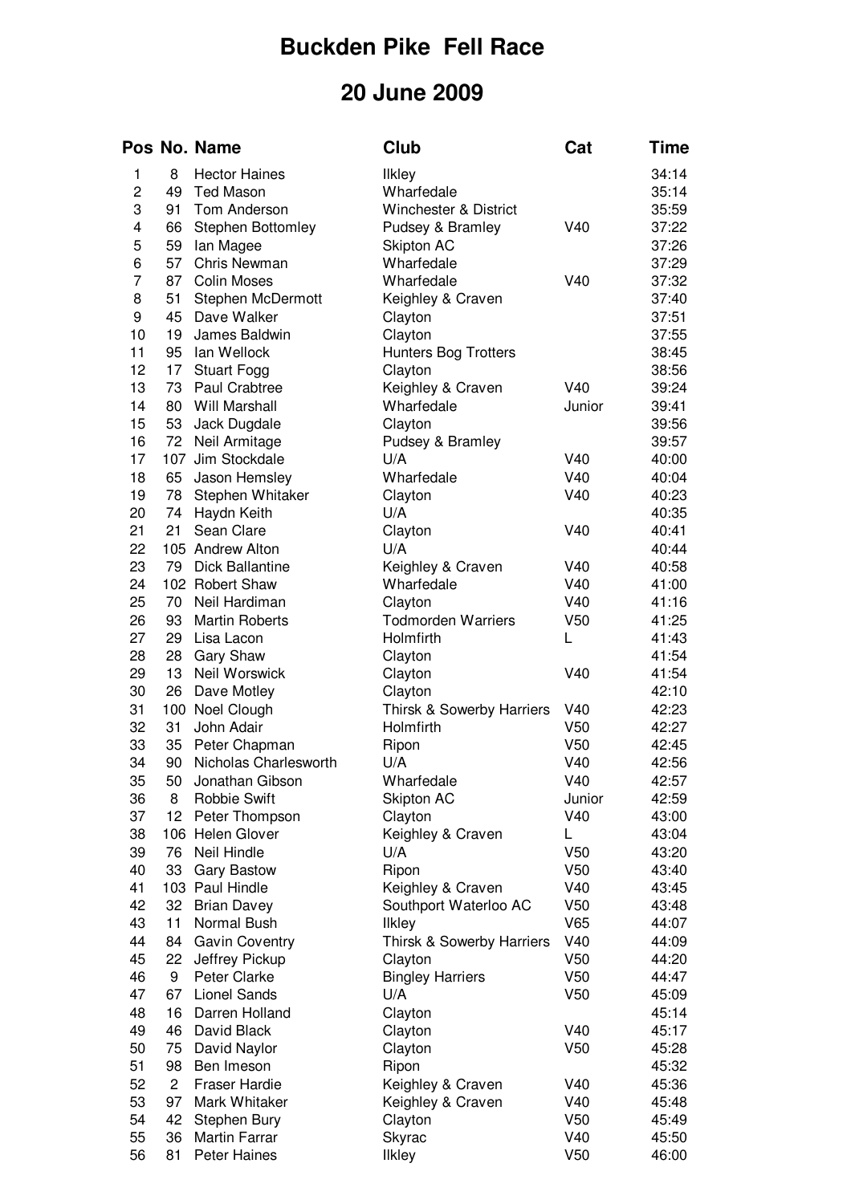# Buckden Pike Fell Race

## 20 June 2009

| Pos | No. | Name | Club | Cat | Time |
|---|---|---|---|---|---|
| 1 | 8 | Hector Haines | Ilkley | | 34:14 |
| 2 | 49 | Ted Mason | Wharfedale | | 35:14 |
| 3 | 91 | Tom Anderson | Winchester & District | | 35:59 |
| 4 | 66 | Stephen Bottomley | Pudsey & Bramley | V40 | 37:22 |
| 5 | 59 | Ian Magee | Skipton AC | | 37:26 |
| 6 | 57 | Chris Newman | Wharfedale | | 37:29 |
| 7 | 87 | Colin Moses | Wharfedale | V40 | 37:32 |
| 8 | 51 | Stephen McDermott | Keighley & Craven | | 37:40 |
| 9 | 45 | Dave Walker | Clayton | | 37:51 |
| 10 | 19 | James Baldwin | Clayton | | 37:55 |
| 11 | 95 | Ian Wellock | Hunters Bog Trotters | | 38:45 |
| 12 | 17 | Stuart Fogg | Clayton | | 38:56 |
| 13 | 73 | Paul Crabtree | Keighley & Craven | V40 | 39:24 |
| 14 | 80 | Will Marshall | Wharfedale | Junior | 39:41 |
| 15 | 53 | Jack Dugdale | Clayton | | 39:56 |
| 16 | 72 | Neil Armitage | Pudsey & Bramley | | 39:57 |
| 17 | 107 | Jim Stockdale | U/A | V40 | 40:00 |
| 18 | 65 | Jason Hemsley | Wharfedale | V40 | 40:04 |
| 19 | 78 | Stephen Whitaker | Clayton | V40 | 40:23 |
| 20 | 74 | Haydn Keith | U/A | | 40:35 |
| 21 | 21 | Sean Clare | Clayton | V40 | 40:41 |
| 22 | 105 | Andrew Alton | U/A | | 40:44 |
| 23 | 79 | Dick Ballantine | Keighley & Craven | V40 | 40:58 |
| 24 | 102 | Robert Shaw | Wharfedale | V40 | 41:00 |
| 25 | 70 | Neil Hardiman | Clayton | V40 | 41:16 |
| 26 | 93 | Martin Roberts | Todmorden Warriers | V50 | 41:25 |
| 27 | 29 | Lisa Lacon | Holmfirth | L | 41:43 |
| 28 | 28 | Gary Shaw | Clayton | | 41:54 |
| 29 | 13 | Neil Worswick | Clayton | V40 | 41:54 |
| 30 | 26 | Dave Motley | Clayton | | 42:10 |
| 31 | 100 | Noel Clough | Thirsk & Sowerby Harriers | V40 | 42:23 |
| 32 | 31 | John Adair | Holmfirth | V50 | 42:27 |
| 33 | 35 | Peter Chapman | Ripon | V50 | 42:45 |
| 34 | 90 | Nicholas Charlesworth | U/A | V40 | 42:56 |
| 35 | 50 | Jonathan Gibson | Wharfedale | V40 | 42:57 |
| 36 | 8 | Robbie Swift | Skipton AC | Junior | 42:59 |
| 37 | 12 | Peter Thompson | Clayton | V40 | 43:00 |
| 38 | 106 | Helen Glover | Keighley & Craven | L | 43:04 |
| 39 | 76 | Neil Hindle | U/A | V50 | 43:20 |
| 40 | 33 | Gary Bastow | Ripon | V50 | 43:40 |
| 41 | 103 | Paul Hindle | Keighley & Craven | V40 | 43:45 |
| 42 | 32 | Brian Davey | Southport Waterloo AC | V50 | 43:48 |
| 43 | 11 | Normal Bush | Ilkley | V65 | 44:07 |
| 44 | 84 | Gavin Coventry | Thirsk & Sowerby Harriers | V40 | 44:09 |
| 45 | 22 | Jeffrey Pickup | Clayton | V50 | 44:20 |
| 46 | 9 | Peter Clarke | Bingley Harriers | V50 | 44:47 |
| 47 | 67 | Lionel Sands | U/A | V50 | 45:09 |
| 48 | 16 | Darren Holland | Clayton | | 45:14 |
| 49 | 46 | David Black | Clayton | V40 | 45:17 |
| 50 | 75 | David Naylor | Clayton | V50 | 45:28 |
| 51 | 98 | Ben Imeson | Ripon | | 45:32 |
| 52 | 2 | Fraser Hardie | Keighley & Craven | V40 | 45:36 |
| 53 | 97 | Mark Whitaker | Keighley & Craven | V40 | 45:48 |
| 54 | 42 | Stephen Bury | Clayton | V50 | 45:49 |
| 55 | 36 | Martin Farrar | Skyrac | V40 | 45:50 |
| 56 | 81 | Peter Haines | Ilkley | V50 | 46:00 |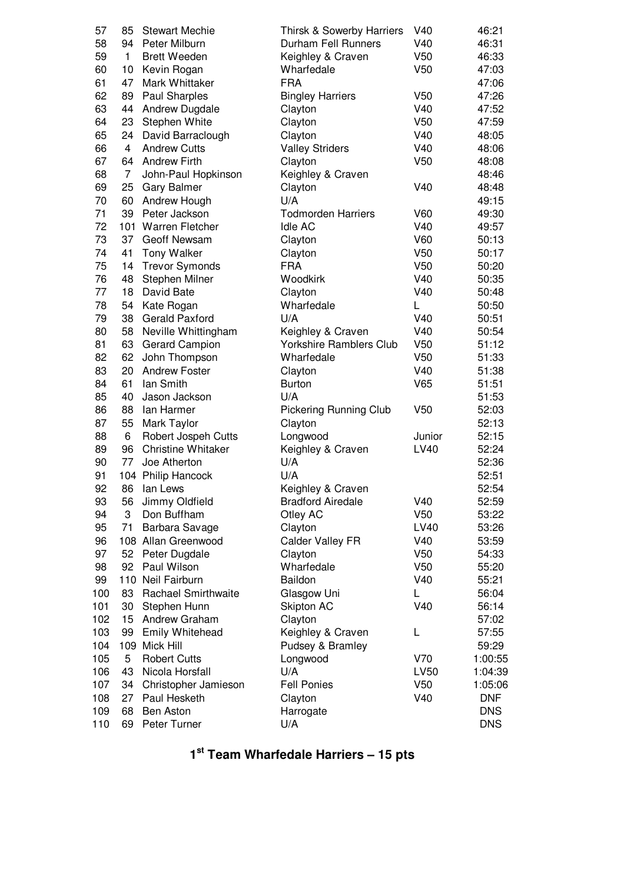| | | | | | |
|---|---|---|---|---|---|
| 57 | 85 | Stewart Mechie | Thirsk & Sowerby Harriers | V40 | 46:21 |
| 58 | 94 | Peter Milburn | Durham Fell Runners | V40 | 46:31 |
| 59 | 1 | Brett Weeden | Keighley & Craven | V50 | 46:33 |
| 60 | 10 | Kevin Rogan | Wharfedale | V50 | 47:03 |
| 61 | 47 | Mark Whittaker | FRA | | 47:06 |
| 62 | 89 | Paul Sharples | Bingley Harriers | V50 | 47:26 |
| 63 | 44 | Andrew Dugdale | Clayton | V40 | 47:52 |
| 64 | 23 | Stephen White | Clayton | V50 | 47:59 |
| 65 | 24 | David Barraclough | Clayton | V40 | 48:05 |
| 66 | 4 | Andrew Cutts | Valley Striders | V40 | 48:06 |
| 67 | 64 | Andrew Firth | Clayton | V50 | 48:08 |
| 68 | 7 | John-Paul Hopkinson | Keighley & Craven | | 48:46 |
| 69 | 25 | Gary Balmer | Clayton | V40 | 48:48 |
| 70 | 60 | Andrew Hough | U/A | | 49:15 |
| 71 | 39 | Peter Jackson | Todmorden Harriers | V60 | 49:30 |
| 72 | 101 | Warren Fletcher | Idle AC | V40 | 49:57 |
| 73 | 37 | Geoff Newsam | Clayton | V60 | 50:13 |
| 74 | 41 | Tony Walker | Clayton | V50 | 50:17 |
| 75 | 14 | Trevor Symonds | FRA | V50 | 50:20 |
| 76 | 48 | Stephen Milner | Woodkirk | V40 | 50:35 |
| 77 | 18 | David Bate | Clayton | V40 | 50:48 |
| 78 | 54 | Kate Rogan | Wharfedale | L | 50:50 |
| 79 | 38 | Gerald Paxford | U/A | V40 | 50:51 |
| 80 | 58 | Neville Whittingham | Keighley & Craven | V40 | 50:54 |
| 81 | 63 | Gerard Campion | Yorkshire Ramblers Club | V50 | 51:12 |
| 82 | 62 | John Thompson | Wharfedale | V50 | 51:33 |
| 83 | 20 | Andrew Foster | Clayton | V40 | 51:38 |
| 84 | 61 | Ian Smith | Burton | V65 | 51:51 |
| 85 | 40 | Jason Jackson | U/A | | 51:53 |
| 86 | 88 | Ian Harmer | Pickering Running Club | V50 | 52:03 |
| 87 | 55 | Mark Taylor | Clayton | | 52:13 |
| 88 | 6 | Robert Jospeh Cutts | Longwood | Junior | 52:15 |
| 89 | 96 | Christine Whitaker | Keighley & Craven | LV40 | 52:24 |
| 90 | 77 | Joe Atherton | U/A | | 52:36 |
| 91 | 104 | Philip Hancock | U/A | | 52:51 |
| 92 | 86 | Ian Lews | Keighley & Craven | | 52:54 |
| 93 | 56 | Jimmy Oldfield | Bradford Airedale | V40 | 52:59 |
| 94 | 3 | Don Buffham | Otley AC | V50 | 53:22 |
| 95 | 71 | Barbara Savage | Clayton | LV40 | 53:26 |
| 96 | 108 | Allan Greenwood | Calder Valley FR | V40 | 53:59 |
| 97 | 52 | Peter Dugdale | Clayton | V50 | 54:33 |
| 98 | 92 | Paul Wilson | Wharfedale | V50 | 55:20 |
| 99 | 110 | Neil Fairburn | Baildon | V40 | 55:21 |
| 100 | 83 | Rachael Smirthwaite | Glasgow Uni | L | 56:04 |
| 101 | 30 | Stephen Hunn | Skipton AC | V40 | 56:14 |
| 102 | 15 | Andrew Graham | Clayton | | 57:02 |
| 103 | 99 | Emily Whitehead | Keighley & Craven | L | 57:55 |
| 104 | 109 | Mick Hill | Pudsey & Bramley | | 59:29 |
| 105 | 5 | Robert Cutts | Longwood | V70 | 1:00:55 |
| 106 | 43 | Nicola Horsfall | U/A | LV50 | 1:04:39 |
| 107 | 34 | Christopher Jamieson | Fell Ponies | V50 | 1:05:06 |
| 108 | 27 | Paul Hesketh | Clayton | V40 | DNF |
| 109 | 68 | Ben Aston | Harrogate | | DNS |
| 110 | 69 | Peter Turner | U/A | | DNS |

**1st Team Wharfedale Harriers – 15 pts**